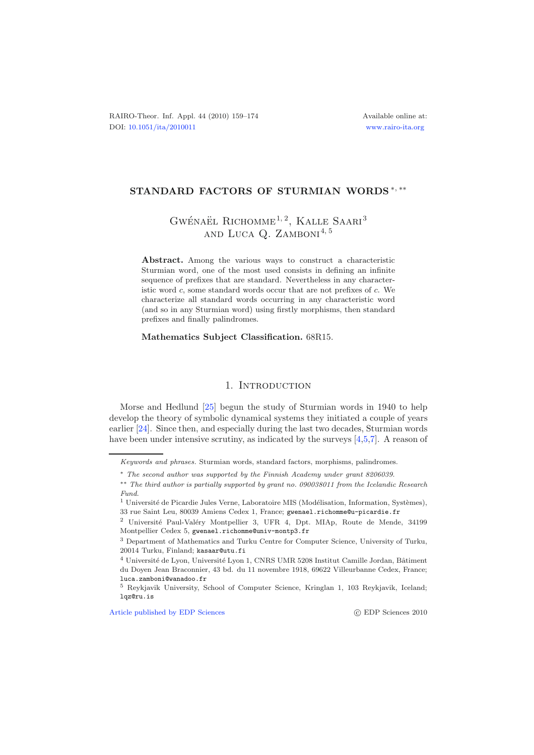# STANDARD FACTORS OF STURMIAN WORDS *, **

Gwénaël Richomme[1, 2], Kalle Saari[3] and Luca Q. Zamboni[4, 5]

**Abstract.** Among the various ways to construct a characteristic Sturmian word, one of the most used consists in defining an infinite sequence of prefixes that are standard. Nevertheless in any characteristic word $c$, some standard words occur that are not prefixes of $c$. We characterize all standard words occurring in any characteristic word (and so in any Sturmian word) using firstly morphisms, then standard prefixes and finally palindromes.

**Mathematics Subject Classification.** 68R15.

## 1. Introduction

Morse and Hedlund [25] begun the study of Sturmian words in 1940 to help develop the theory of symbolic dynamical systems they initiated a couple of years earlier [24]. Since then, and especially during the last two decades, Sturmian words have been under intensive scrutiny, as indicated by the surveys [4,5,7]. A reason of

---

*Keywords and phrases.* Sturmian words, standard factors, morphisms, palindromes.

\* *The second author was supported by the Finnish Academy under grant 8206039.*

\*\* *The third author is partially supported by grant no. 090038011 from the Icelandic Research Fund.*

[1] Université de Picardie Jules Verne, Laboratoire MIS (Modélisation, Information, Systèmes), 33 rue Saint Leu, 80039 Amiens Cedex 1, France; gwenael.richomme@u-picardie.fr

[2] Université Paul-Valéry Montpellier 3, UFR 4, Dpt. MIAp, Route de Mende, 34199 Montpellier Cedex 5, gwenael.richomme@univ-montp3.fr

[3] Department of Mathematics and Turku Centre for Computer Science, University of Turku, 20014 Turku, Finland; kasaar@utu.fi

[4] Université de Lyon, Université Lyon 1, CNRS UMR 5208 Institut Camille Jordan, Bâtiment du Doyen Jean Braconnier, 43 bd. du 11 novembre 1918, 69622 Villeurbanne Cedex, France; luca.zamboni@wanadoo.fr

[5] Reykjavik University, School of Computer Science, Kringlan 1, 103 Reykjavik, Iceland; lqz@ru.is

Article published by EDP Sciences © EDP Sciences 2010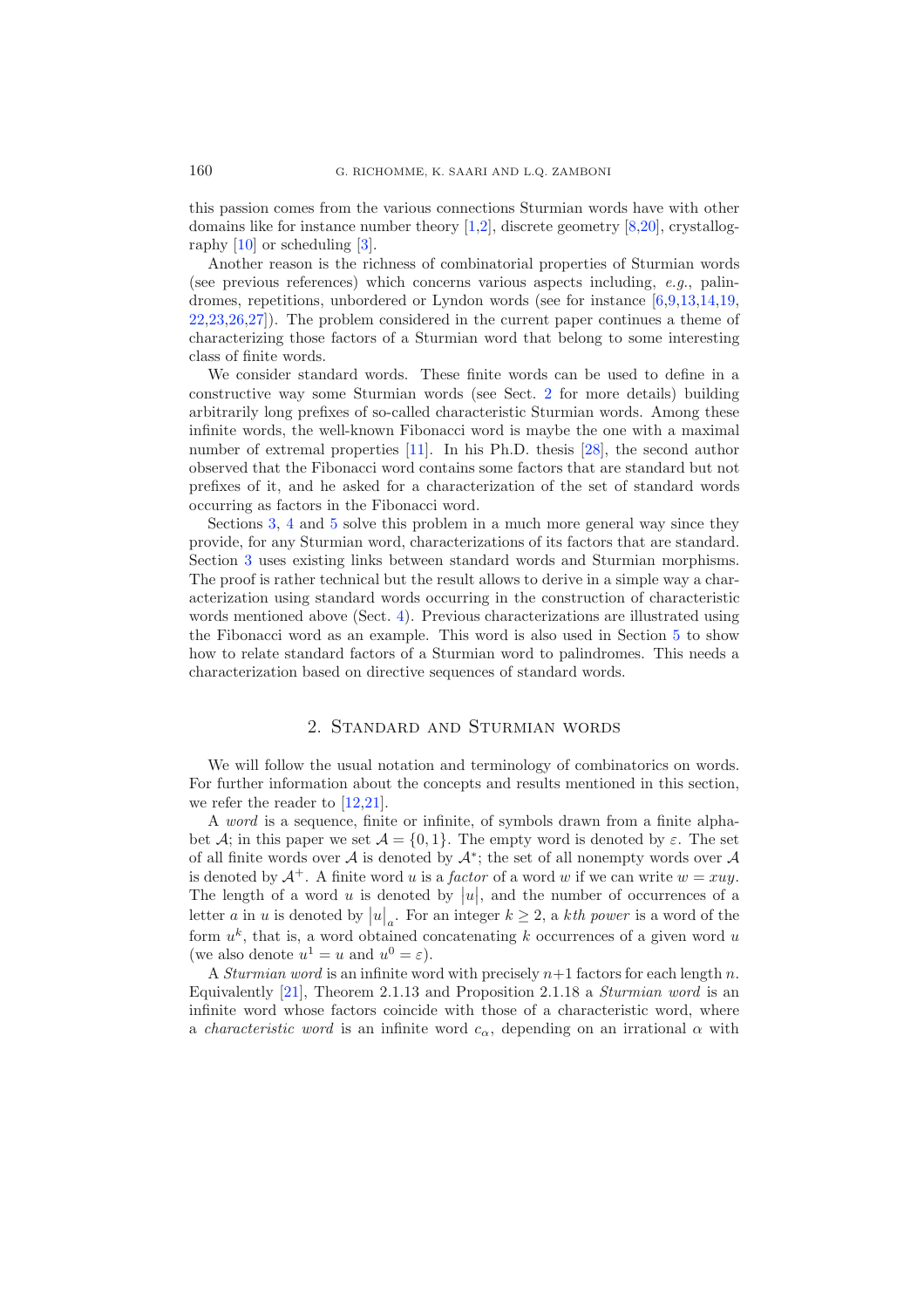this passion comes from the various connections Sturmian words have with other domains like for instance number theory [1,2], discrete geometry [8,20], crystallography [10] or scheduling [3].

Another reason is the richness of combinatorial properties of Sturmian words (see previous references) which concerns various aspects including, *e.g.*, palindromes, repetitions, unbordered or Lyndon words (see for instance [6,9,13,14,19, 22,23,26,27]). The problem considered in the current paper continues a theme of characterizing those factors of a Sturmian word that belong to some interesting class of finite words.

We consider standard words. These finite words can be used to define in a constructive way some Sturmian words (see Sect. 2 for more details) building arbitrarily long prefixes of so-called characteristic Sturmian words. Among these infinite words, the well-known Fibonacci word is maybe the one with a maximal number of extremal properties [11]. In his Ph.D. thesis [28], the second author observed that the Fibonacci word contains some factors that are standard but not prefixes of it, and he asked for a characterization of the set of standard words occurring as factors in the Fibonacci word.

Sections 3, 4 and 5 solve this problem in a much more general way since they provide, for any Sturmian word, characterizations of its factors that are standard. Section 3 uses existing links between standard words and Sturmian morphisms. The proof is rather technical but the result allows to derive in a simple way a characterization using standard words occurring in the construction of characteristic words mentioned above (Sect. 4). Previous characterizations are illustrated using the Fibonacci word as an example. This word is also used in Section 5 to show how to relate standard factors of a Sturmian word to palindromes. This needs a characterization based on directive sequences of standard words.

## 2. Standard and Sturmian words

We will follow the usual notation and terminology of combinatorics on words. For further information about the concepts and results mentioned in this section, we refer the reader to [12,21].

A *word* is a sequence, finite or infinite, of symbols drawn from a finite alphabet $\mathcal{A}$; in this paper we set $\mathcal{A} = \{0, 1\}$. The empty word is denoted by $\varepsilon$. The set of all finite words over $\mathcal{A}$ is denoted by $\mathcal{A}^*$; the set of all nonempty words over $\mathcal{A}$ is denoted by $\mathcal{A}^+$. A finite word $u$ is a *factor* of a word $w$ if we can write $w = xuy$. The length of a word $u$ is denoted by $|u|$, and the number of occurrences of a letter $a$ in $u$ is denoted by $|u|_a$. For an integer $k \geq 2$, a *kth power* is a word of the form $u^k$, that is, a word obtained concatenating $k$ occurrences of a given word $u$ (we also denote $u^1 = u$ and $u^0 = \varepsilon$).

A *Sturmian word* is an infinite word with precisely $n+1$ factors for each length $n$. Equivalently [21], Theorem 2.1.13 and Proposition 2.1.18 a *Sturmian word* is an infinite word whose factors coincide with those of a characteristic word, where a *characteristic word* is an infinite word $c_\alpha$, depending on an irrational $\alpha$ with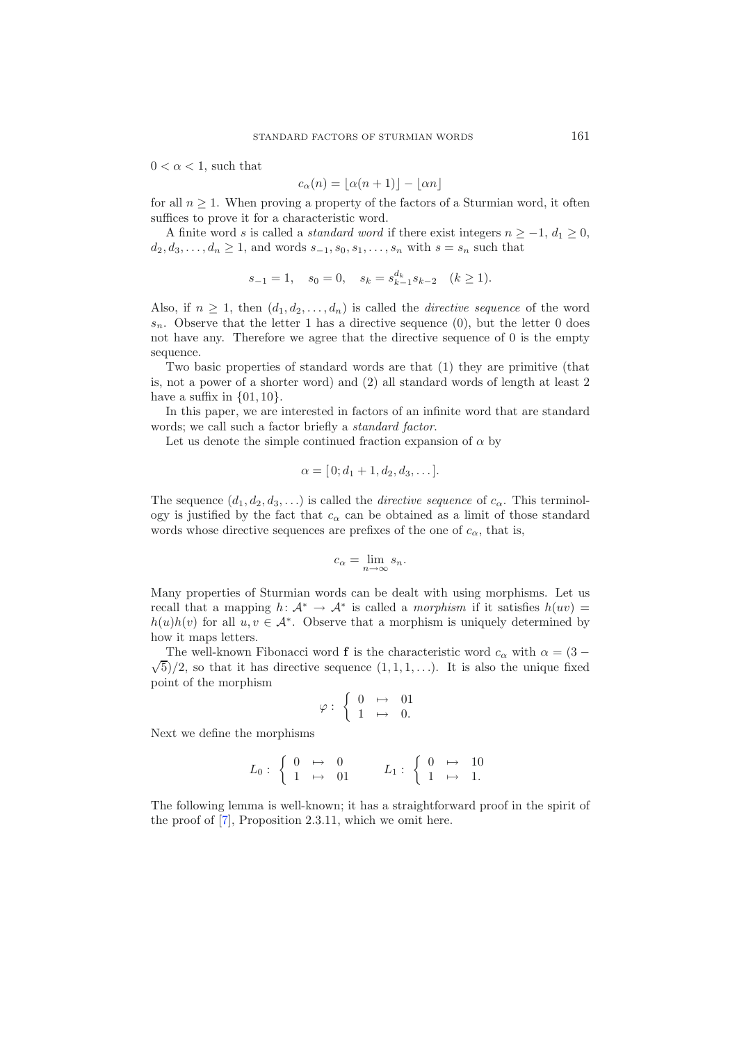$0 < \alpha < 1$, such that

$$c_\alpha(n) = \lfloor \alpha(n+1) \rfloor - \lfloor \alpha n \rfloor$$

for all $n \geq 1$. When proving a property of the factors of a Sturmian word, it often suffices to prove it for a characteristic word.

A finite word $s$ is called a *standard word* if there exist integers $n \geq -1$, $d_1 \geq 0$, $d_2, d_3, \ldots, d_n \geq 1$, and words $s_{-1}, s_0, s_1, \ldots, s_n$ with $s = s_n$ such that

$$s_{-1} = 1, \quad s_0 = 0, \quad s_k = s_{k-1}^{d_k} s_{k-2} \quad (k \geq 1).$$

Also, if $n \geq 1$, then $(d_1, d_2, \ldots, d_n)$ is called the *directive sequence* of the word $s_n$. Observe that the letter 1 has a directive sequence (0), but the letter 0 does not have any. Therefore we agree that the directive sequence of 0 is the empty sequence.

Two basic properties of standard words are that (1) they are primitive (that is, not a power of a shorter word) and (2) all standard words of length at least 2 have a suffix in $\{01, 10\}$.

In this paper, we are interested in factors of an infinite word that are standard words; we call such a factor briefly a *standard factor*.

Let us denote the simple continued fraction expansion of $\alpha$ by

$$\alpha = [\,0; d_1 + 1, d_2, d_3, \ldots].$$

The sequence $(d_1, d_2, d_3, \ldots)$ is called the *directive sequence* of $c_\alpha$. This terminology is justified by the fact that $c_\alpha$ can be obtained as a limit of those standard words whose directive sequences are prefixes of the one of $c_\alpha$, that is,

$$c_\alpha = \lim_{n \to \infty} s_n.$$

Many properties of Sturmian words can be dealt with using morphisms. Let us recall that a mapping $h\colon \mathcal{A}^* \to \mathcal{A}^*$ is called a *morphism* if it satisfies $h(uv) = h(u)h(v)$ for all $u, v \in \mathcal{A}^*$. Observe that a morphism is uniquely determined by how it maps letters.

The well-known Fibonacci word $\mathbf{f}$ is the characteristic word $c_\alpha$ with $\alpha = (3 - \sqrt{5})/2$, so that it has directive sequence $(1, 1, 1, \ldots)$. It is also the unique fixed point of the morphism

$$\varphi : \left\{ \begin{array}{lll} 0 & \mapsto & 01 \\ 1 & \mapsto & 0. \end{array} \right.$$

Next we define the morphisms

$$L_0 : \left\{ \begin{array}{lll} 0 & \mapsto & 0 \\ 1 & \mapsto & 01 \end{array} \right. \qquad L_1 : \left\{ \begin{array}{lll} 0 & \mapsto & 10 \\ 1 & \mapsto & 1. \end{array} \right.$$

The following lemma is well-known; it has a straightforward proof in the spirit of the proof of [7], Proposition 2.3.11, which we omit here.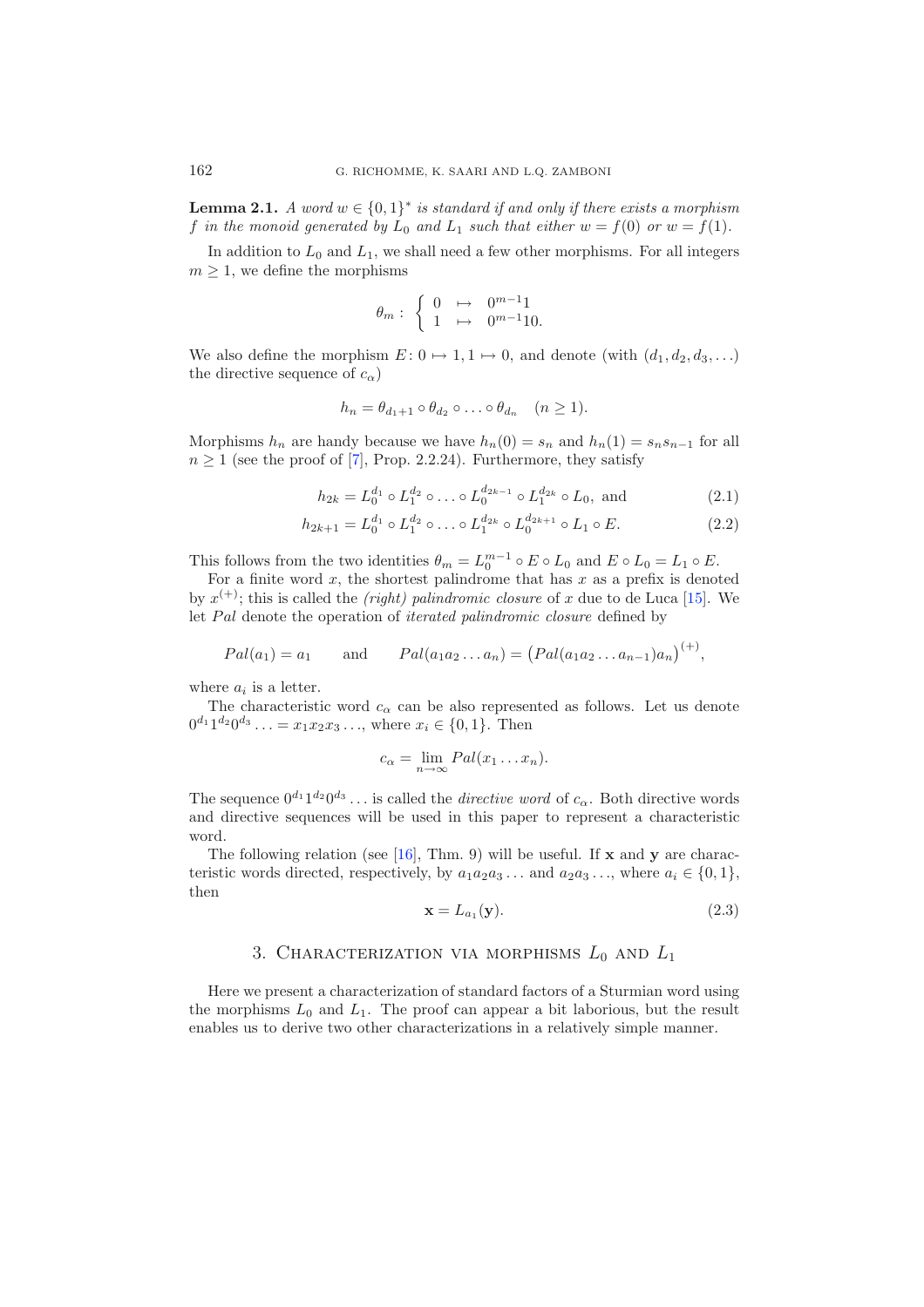**Lemma 2.1.** *A word $w \in \{0,1\}^*$ is standard if and only if there exists a morphism $f$ in the monoid generated by $L_0$ and $L_1$ such that either $w = f(0)$ or $w = f(1)$.*

In addition to $L_0$ and $L_1$, we shall need a few other morphisms. For all integers $m \geq 1$, we define the morphisms

$$\theta_m : \left\{ \begin{array}{lll} 0 & \mapsto & 0^{m-1}1 \\ 1 & \mapsto & 0^{m-1}10. \end{array} \right.$$

We also define the morphism $E \colon 0 \mapsto 1, 1 \mapsto 0$, and denote (with $(d_1, d_2, d_3, \ldots)$ the directive sequence of $c_\alpha$)

$$h_n = \theta_{d_1+1} \circ \theta_{d_2} \circ \ldots \circ \theta_{d_n} \quad (n \geq 1).$$

Morphisms $h_n$ are handy because we have $h_n(0) = s_n$ and $h_n(1) = s_n s_{n-1}$ for all $n \geq 1$ (see the proof of [7], Prop. 2.2.24). Furthermore, they satisfy

$$h_{2k} = L_0^{d_1} \circ L_1^{d_2} \circ \ldots \circ L_0^{d_{2k-1}} \circ L_1^{d_{2k}} \circ L_0, \text{ and} \tag{2.1}$$

$$h_{2k+1} = L_0^{d_1} \circ L_1^{d_2} \circ \ldots \circ L_1^{d_{2k}} \circ L_0^{d_{2k+1}} \circ L_1 \circ E. \tag{2.2}$$

This follows from the two identities $\theta_m = L_0^{m-1} \circ E \circ L_0$ and $E \circ L_0 = L_1 \circ E$.

For a finite word $x$, the shortest palindrome that has $x$ as a prefix is denoted by $x^{(+)}$; this is called the *(right) palindromic closure* of $x$ due to de Luca [15]. We let $Pal$ denote the operation of *iterated palindromic closure* defined by

$$Pal(a_1) = a_1 \qquad \text{and} \qquad Pal(a_1 a_2 \ldots a_n) = \big(Pal(a_1 a_2 \ldots a_{n-1}) a_n\big)^{(+)},$$

where $a_i$ is a letter.

The characteristic word $c_\alpha$ can be also represented as follows. Let us denote $0^{d_1} 1^{d_2} 0^{d_3} \ldots = x_1 x_2 x_3 \ldots$, where $x_i \in \{0,1\}$. Then

$$c_\alpha = \lim_{n \to \infty} Pal(x_1 \ldots x_n).$$

The sequence $0^{d_1} 1^{d_2} 0^{d_3} \ldots$ is called the *directive word* of $c_\alpha$. Both directive words and directive sequences will be used in this paper to represent a characteristic word.

The following relation (see [16], Thm. 9) will be useful. If $\mathbf{x}$ and $\mathbf{y}$ are characteristic words directed, respectively, by $a_1 a_2 a_3 \ldots$ and $a_2 a_3 \ldots$, where $a_i \in \{0,1\}$, then

$$\mathbf{x} = L_{a_1}(\mathbf{y}). \tag{2.3}$$

## 3. Characterization via morphisms $L_0$ and $L_1$

Here we present a characterization of standard factors of a Sturmian word using the morphisms $L_0$ and $L_1$. The proof can appear a bit laborious, but the result enables us to derive two other characterizations in a relatively simple manner.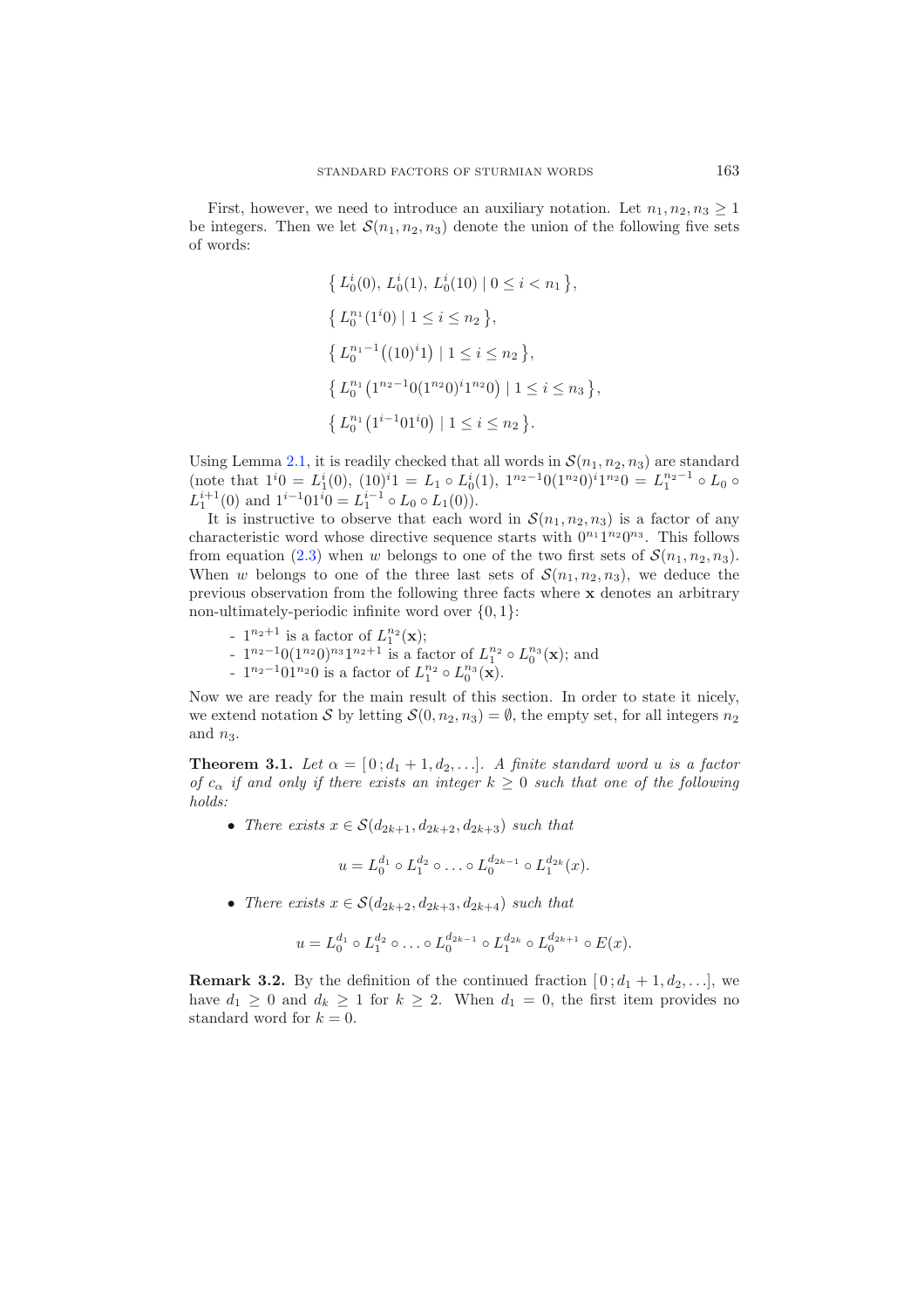First, however, we need to introduce an auxiliary notation. Let $n_1, n_2, n_3 \geq 1$ be integers. Then we let $\mathcal{S}(n_1, n_2, n_3)$ denote the union of the following five sets of words:

$$\big\{\, L_0^i(0),\, L_0^i(1),\, L_0^i(10) \mid 0 \leq i < n_1 \,\big\},$$

$$\big\{\, L_0^{n_1}(1^i 0) \mid 1 \leq i \leq n_2 \,\big\},$$

$$\big\{\, L_0^{n_1-1}\big((10)^i 1\big) \mid 1 \leq i \leq n_2 \,\big\},$$

$$\big\{\, L_0^{n_1}\big(1^{n_2-1}0(1^{n_2}0)^i 1^{n_2}0\big) \mid 1 \leq i \leq n_3 \,\big\},$$

$$\big\{\, L_0^{n_1}\big(1^{i-1}01^i 0\big) \mid 1 \leq i \leq n_2 \,\big\}.$$

Using Lemma 2.1, it is readily checked that all words in $\mathcal{S}(n_1, n_2, n_3)$ are standard (note that $1^i 0 = L_1^i(0)$, $(10)^i 1 = L_1 \circ L_0^i(1)$, $1^{n_2-1}0(1^{n_2}0)^i 1^{n_2}0 = L_1^{n_2-1} \circ L_0 \circ L_1^{i+1}(0)$ and $1^{i-1}01^i 0 = L_1^{i-1} \circ L_0 \circ L_1(0)$).

It is instructive to observe that each word in $\mathcal{S}(n_1, n_2, n_3)$ is a factor of any characteristic word whose directive sequence starts with $0^{n_1}1^{n_2}0^{n_3}$. This follows from equation (2.3) when $w$ belongs to one of the two first sets of $\mathcal{S}(n_1, n_2, n_3)$. When $w$ belongs to one of the three last sets of $\mathcal{S}(n_1, n_2, n_3)$, we deduce the previous observation from the following three facts where $\mathbf{x}$ denotes an arbitrary non-ultimately-periodic infinite word over $\{0, 1\}$:

- $1^{n_2+1}$ is a factor of $L_1^{n_2}(\mathbf{x})$;
- $1^{n_2-1}0(1^{n_2}0)^{n_3}1^{n_2+1}$ is a factor of $L_1^{n_2} \circ L_0^{n_3}(\mathbf{x})$; and
- $1^{n_2-1}01^{n_2}0$ is a factor of $L_1^{n_2} \circ L_0^{n_3}(\mathbf{x})$.

Now we are ready for the main result of this section. In order to state it nicely, we extend notation $\mathcal{S}$ by letting $\mathcal{S}(0, n_2, n_3) = \emptyset$, the empty set, for all integers $n_2$ and $n_3$.

**Theorem 3.1.** *Let $\alpha = [\,0\,; d_1 + 1, d_2, \ldots]$. A finite standard word $u$ is a factor of $c_\alpha$ if and only if there exists an integer $k \geq 0$ such that one of the following holds:*

- *There exists $x \in \mathcal{S}(d_{2k+1}, d_{2k+2}, d_{2k+3})$ such that*

$$u = L_0^{d_1} \circ L_1^{d_2} \circ \ldots \circ L_0^{d_{2k-1}} \circ L_1^{d_{2k}}(x).$$

- *There exists $x \in \mathcal{S}(d_{2k+2}, d_{2k+3}, d_{2k+4})$ such that*

$$u = L_0^{d_1} \circ L_1^{d_2} \circ \ldots \circ L_0^{d_{2k-1}} \circ L_1^{d_{2k}} \circ L_0^{d_{2k+1}} \circ E(x).$$

**Remark 3.2.** By the definition of the continued fraction $[\,0\,; d_1 + 1, d_2, \ldots]$, we have $d_1 \geq 0$ and $d_k \geq 1$ for $k \geq 2$. When $d_1 = 0$, the first item provides no standard word for $k = 0$.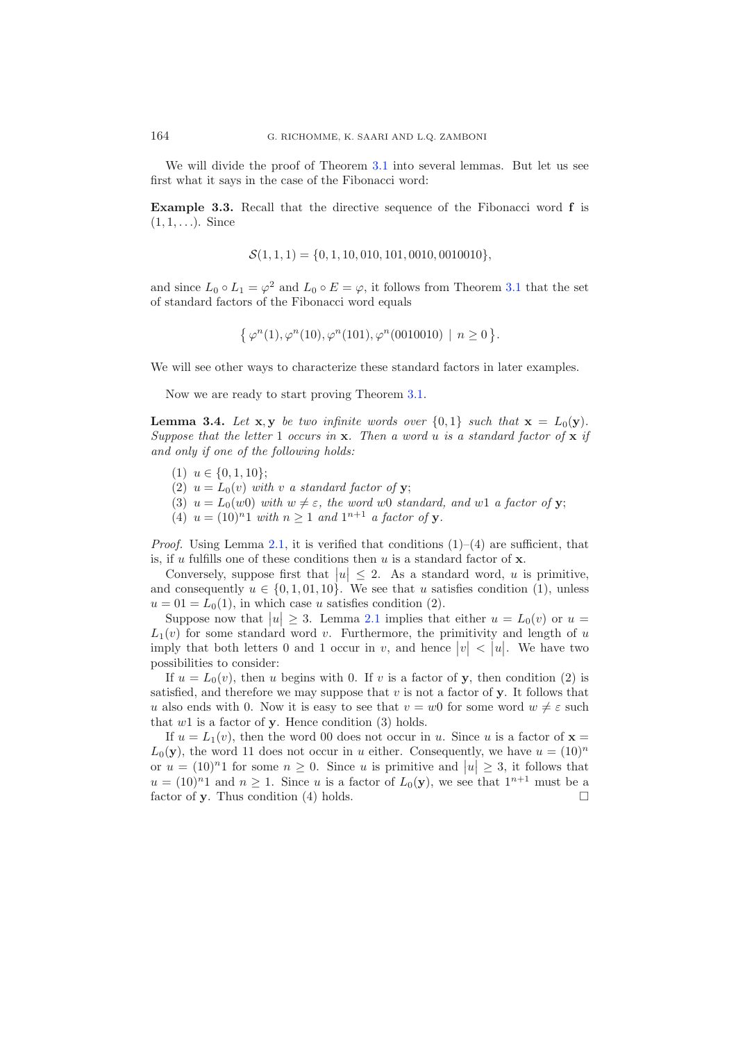We will divide the proof of Theorem 3.1 into several lemmas. But let us see first what it says in the case of the Fibonacci word:

**Example 3.3.** Recall that the directive sequence of the Fibonacci word $\mathbf{f}$ is $(1, 1, \ldots)$. Since

$$\mathcal{S}(1, 1, 1) = \{0, 1, 10, 010, 101, 0010, 0010010\},$$

and since $L_0 \circ L_1 = \varphi^2$ and $L_0 \circ E = \varphi$, it follows from Theorem 3.1 that the set of standard factors of the Fibonacci word equals

$$\left\{ \varphi^n(1), \varphi^n(10), \varphi^n(101), \varphi^n(0010010) \mid n \geq 0 \right\}.$$

We will see other ways to characterize these standard factors in later examples.

Now we are ready to start proving Theorem 3.1.

**Lemma 3.4.** *Let $\mathbf{x}, \mathbf{y}$ be two infinite words over $\{0, 1\}$ such that $\mathbf{x} = L_0(\mathbf{y})$. Suppose that the letter 1 occurs in $\mathbf{x}$. Then a word $u$ is a standard factor of $\mathbf{x}$ if and only if one of the following holds:*

1. *$u \in \{0, 1, 10\}$;*
2. *$u = L_0(v)$ with $v$ a standard factor of $\mathbf{y}$;*
3. *$u = L_0(w0)$ with $w \neq \varepsilon$, the word $w0$ standard, and $w1$ a factor of $\mathbf{y}$;*
4. *$u = (10)^n 1$ with $n \geq 1$ and $1^{n+1}$ a factor of $\mathbf{y}$.*

*Proof.* Using Lemma 2.1, it is verified that conditions (1)–(4) are sufficient, that is, if $u$ fulfills one of these conditions then $u$ is a standard factor of $\mathbf{x}$.

Conversely, suppose first that $|u| \leq 2$. As a standard word, $u$ is primitive, and consequently $u \in \{0, 1, 01, 10\}$. We see that $u$ satisfies condition (1), unless $u = 01 = L_0(1)$, in which case $u$ satisfies condition (2).

Suppose now that $|u| \geq 3$. Lemma 2.1 implies that either $u = L_0(v)$ or $u = L_1(v)$ for some standard word $v$. Furthermore, the primitivity and length of $u$ imply that both letters 0 and 1 occur in $v$, and hence $|v| < |u|$. We have two possibilities to consider:

If $u = L_0(v)$, then $u$ begins with 0. If $v$ is a factor of $\mathbf{y}$, then condition (2) is satisfied, and therefore we may suppose that $v$ is not a factor of $\mathbf{y}$. It follows that $u$ also ends with 0. Now it is easy to see that $v = w0$ for some word $w \neq \varepsilon$ such that $w1$ is a factor of $\mathbf{y}$. Hence condition (3) holds.

If $u = L_1(v)$, then the word 00 does not occur in $u$. Since $u$ is a factor of $\mathbf{x} = L_0(\mathbf{y})$, the word 11 does not occur in $u$ either. Consequently, we have $u = (10)^n$ or $u = (10)^n 1$ for some $n \geq 0$. Since $u$ is primitive and $|u| \geq 3$, it follows that $u = (10)^n 1$ and $n \geq 1$. Since $u$ is a factor of $L_0(\mathbf{y})$, we see that $1^{n+1}$ must be a factor of $\mathbf{y}$. Thus condition (4) holds. $\square$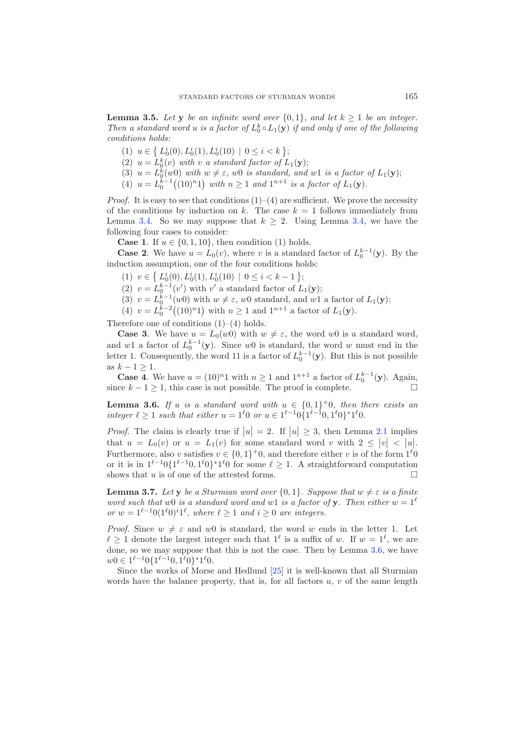**Lemma 3.5.** *Let* $\mathbf{y}$ *be an infinite word over* $\{0,1\}$*, and let* $k \geq 1$ *be an integer. Then a standard word* $u$ *is a factor of* $L_0^k \circ L_1(\mathbf{y})$ *if and only if one of the following conditions holds:*

(1) $u \in \{ L_0^i(0), L_0^i(1), L_0^i(10) \mid 0 \leq i < k \}$;
(2) $u = L_0^k(v)$ *with* $v$ *a standard factor of* $L_1(\mathbf{y})$;
(3) $u = L_0^k(w0)$ *with* $w \neq \varepsilon$*,* $w0$ *is standard, and* $w1$ *is a factor of* $L_1(\mathbf{y})$.
(4) $u = L_0^{k-1}\big((10)^n 1\big)$ *with* $n \geq 1$ *and* $1^{n+1}$ *is a factor of* $L_1(\mathbf{y})$.

*Proof.* It is easy to see that conditions (1)–(4) are sufficient. We prove the necessity of the conditions by induction on $k$. The case $k = 1$ follows immediately from Lemma 3.4. So we may suppose that $k \geq 2$. Using Lemma 3.4, we have the following four cases to consider:

**Case 1**. If $u \in \{0, 1, 10\}$, then condition (1) holds.

**Case 2**. We have $u = L_0(v)$, where $v$ is a standard factor of $L_0^{k-1}(\mathbf{y})$. By the induction assumption, one of the four conditions holds:

(1) $v \in \{ L_0^i(0), L_0^i(1), L_0^i(10) \mid 0 \leq i < k-1 \}$;
(2) $v = L_0^{k-1}(v')$ with $v'$ a standard factor of $L_1(\mathbf{y})$;
(3) $v = L_0^{k-1}(w0)$ with $w \neq \varepsilon$, $w0$ standard, and $w1$ a factor of $L_1(\mathbf{y})$;
(4) $v = L_0^{k-2}\big((10)^n 1\big)$ with $n \geq 1$ and $1^{n+1}$ a factor of $L_1(\mathbf{y})$.

Therefore one of conditions (1)–(4) holds.

**Case 3**. We have $u = L_0(w0)$ with $w \neq \varepsilon$, the word $w0$ is a standard word, and $w1$ a factor of $L_0^{k-1}(\mathbf{y})$. Since $w0$ is standard, the word $w$ must end in the letter 1. Consequently, the word 11 is a factor of $L_0^{k-1}(\mathbf{y})$. But this is not possible as $k - 1 \geq 1$.

**Case 4**. We have $u = (10)^n 1$ with $n \geq 1$ and $1^{n+1}$ a factor of $L_0^{k-1}(\mathbf{y})$. Again, since $k - 1 \geq 1$, this case is not possible. The proof is complete. □

**Lemma 3.6.** *If* $u$ *is a standard word with* $u \in \{0,1\}^+0$*, then there exists an integer* $\ell \geq 1$ *such that either* $u = 1^\ell 0$ *or* $u \in 1^{\ell-1}0\{1^{\ell-1}0, 1^\ell 0\}^* 1^\ell 0$.

*Proof.* The claim is clearly true if $|u| = 2$. If $|u| \geq 3$, then Lemma 2.1 implies that $u = L_0(v)$ or $u = L_1(v)$ for some standard word $v$ with $2 \leq |v| < |u|$. Furthermore, also $v$ satisfies $v \in \{0,1\}^+0$, and therefore either $v$ is of the form $1^\ell 0$ or it is in $1^{\ell-1}0\{1^{\ell-1}0, 1^\ell 0\}^* 1^\ell 0$ for some $\ell \geq 1$. A straightforward computation shows that $u$ is of one of the attested forms. □

**Lemma 3.7.** *Let* $\mathbf{y}$ *be a Sturmian word over* $\{0,1\}$*. Suppose that* $w \neq \varepsilon$ *is a finite word such that* $w0$ *is a standard word and* $w1$ *is a factor of* $\mathbf{y}$*. Then either* $w = 1^\ell$ *or* $w = 1^{\ell-1}0(1^\ell 0)^i 1^\ell$*, where* $\ell \geq 1$ *and* $i \geq 0$ *are integers.*

*Proof.* Since $w \neq \varepsilon$ and $w0$ is standard, the word $w$ ends in the letter 1. Let $\ell \geq 1$ denote the largest integer such that $1^\ell$ is a suffix of $w$. If $w = 1^\ell$, we are done, so we may suppose that this is not the case. Then by Lemma 3.6, we have $w0 \in 1^{\ell-1}0\{1^{\ell-1}0, 1^\ell 0\}^* 1^\ell 0$.

Since the works of Morse and Hedlund [25] it is well-known that all Sturmian words have the balance property, that is, for all factors $u$, $v$ of the same length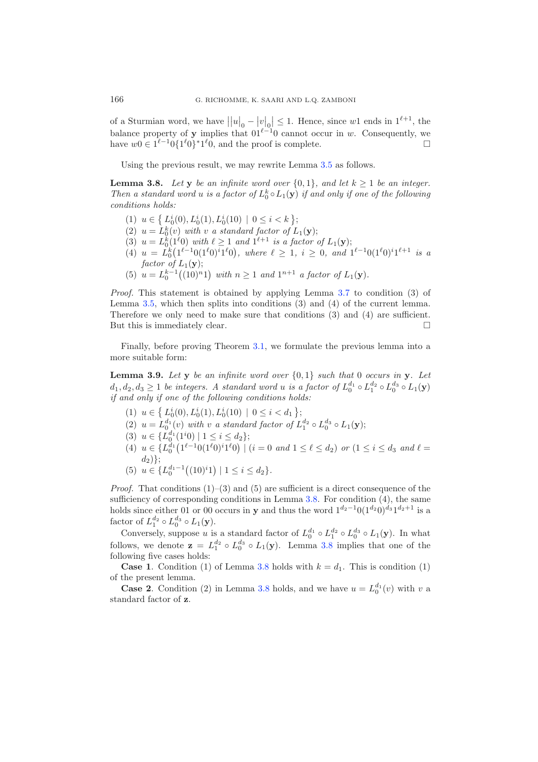of a Sturmian word, we have $\big||u|_0 - |v|_0\big| \leq 1$. Hence, since $w1$ ends in $1^{\ell+1}$, the balance property of $\mathbf{y}$ implies that $01^{\ell-1}0$ cannot occur in $w$. Consequently, we have $w0 \in 1^{\ell-1}0\{1^\ell 0\}^* 1^\ell 0$, and the proof is complete. □

Using the previous result, we may rewrite Lemma 3.5 as follows.

**Lemma 3.8.** *Let $\mathbf{y}$ be an infinite word over $\{0,1\}$, and let $k \geq 1$ be an integer. Then a standard word $u$ is a factor of $L_0^k \circ L_1(\mathbf{y})$ if and only if one of the following conditions holds:*

1. $u \in \{ L_0^i(0), L_0^i(1), L_0^i(10) \mid 0 \leq i < k \}$;
2. $u = L_0^k(v)$ *with $v$ a standard factor of* $L_1(\mathbf{y})$;
3. $u = L_0^k(1^\ell 0)$ *with $\ell \geq 1$ and $1^{\ell+1}$ is a factor of* $L_1(\mathbf{y})$;
4. $u = L_0^k\big(1^{\ell-1}0(1^\ell 0)^i 1^\ell 0\big)$, *where $\ell \geq 1$, $i \geq 0$, and $1^{\ell-1}0(1^\ell 0)^i 1^{\ell+1}$ is a factor of* $L_1(\mathbf{y})$;
5. $u = L_0^{k-1}\big((10)^n 1\big)$ *with $n \geq 1$ and $1^{n+1}$ a factor of* $L_1(\mathbf{y})$.

*Proof.* This statement is obtained by applying Lemma 3.7 to condition (3) of Lemma 3.5, which then splits into conditions (3) and (4) of the current lemma. Therefore we only need to make sure that conditions (3) and (4) are sufficient. But this is immediately clear. □

Finally, before proving Theorem 3.1, we formulate the previous lemma into a more suitable form:

**Lemma 3.9.** *Let $\mathbf{y}$ be an infinite word over $\{0,1\}$ such that 0 occurs in $\mathbf{y}$. Let $d_1, d_2, d_3 \geq 1$ be integers. A standard word $u$ is a factor of $L_0^{d_1} \circ L_1^{d_2} \circ L_0^{d_3} \circ L_1(\mathbf{y})$ if and only if one of the following conditions holds:*

1. $u \in \{ L_0^i(0), L_0^i(1), L_0^i(10) \mid 0 \leq i < d_1 \}$;
2. $u = L_0^{d_1}(v)$ *with $v$ a standard factor of* $L_1^{d_2} \circ L_0^{d_3} \circ L_1(\mathbf{y})$;
3. $u \in \{L_0^{d_1}(1^i 0) \mid 1 \leq i \leq d_2\}$;
4. $u \in \{L_0^{d_1}\big(1^{\ell-1}0(1^\ell 0)^i 1^\ell 0\big) \mid (i = 0 \text{ and } 1 \leq \ell \leq d_2) \text{ or } (1 \leq i \leq d_3 \text{ and } \ell = d_2)\}$;
5. $u \in \{L_0^{d_1-1}\big((10)^i 1\big) \mid 1 \leq i \leq d_2\}$.

*Proof.* That conditions (1)–(3) and (5) are sufficient is a direct consequence of the sufficiency of corresponding conditions in Lemma 3.8. For condition (4), the same holds since either 01 or 00 occurs in $\mathbf{y}$ and thus the word $1^{d_2-1}0(1^{d_2}0)^{d_3}1^{d_2+1}$ is a factor of $L_1^{d_2} \circ L_0^{d_3} \circ L_1(\mathbf{y})$.

Conversely, suppose $u$ is a standard factor of $L_0^{d_1} \circ L_1^{d_2} \circ L_0^{d_3} \circ L_1(\mathbf{y})$. In what follows, we denote $\mathbf{z} = L_1^{d_2} \circ L_0^{d_3} \circ L_1(\mathbf{y})$. Lemma 3.8 implies that one of the following five cases holds:

**Case 1**. Condition (1) of Lemma 3.8 holds with $k = d_1$. This is condition (1) of the present lemma.

**Case 2**. Condition (2) in Lemma 3.8 holds, and we have $u = L_0^{d_1}(v)$ with $v$ a standard factor of $\mathbf{z}$.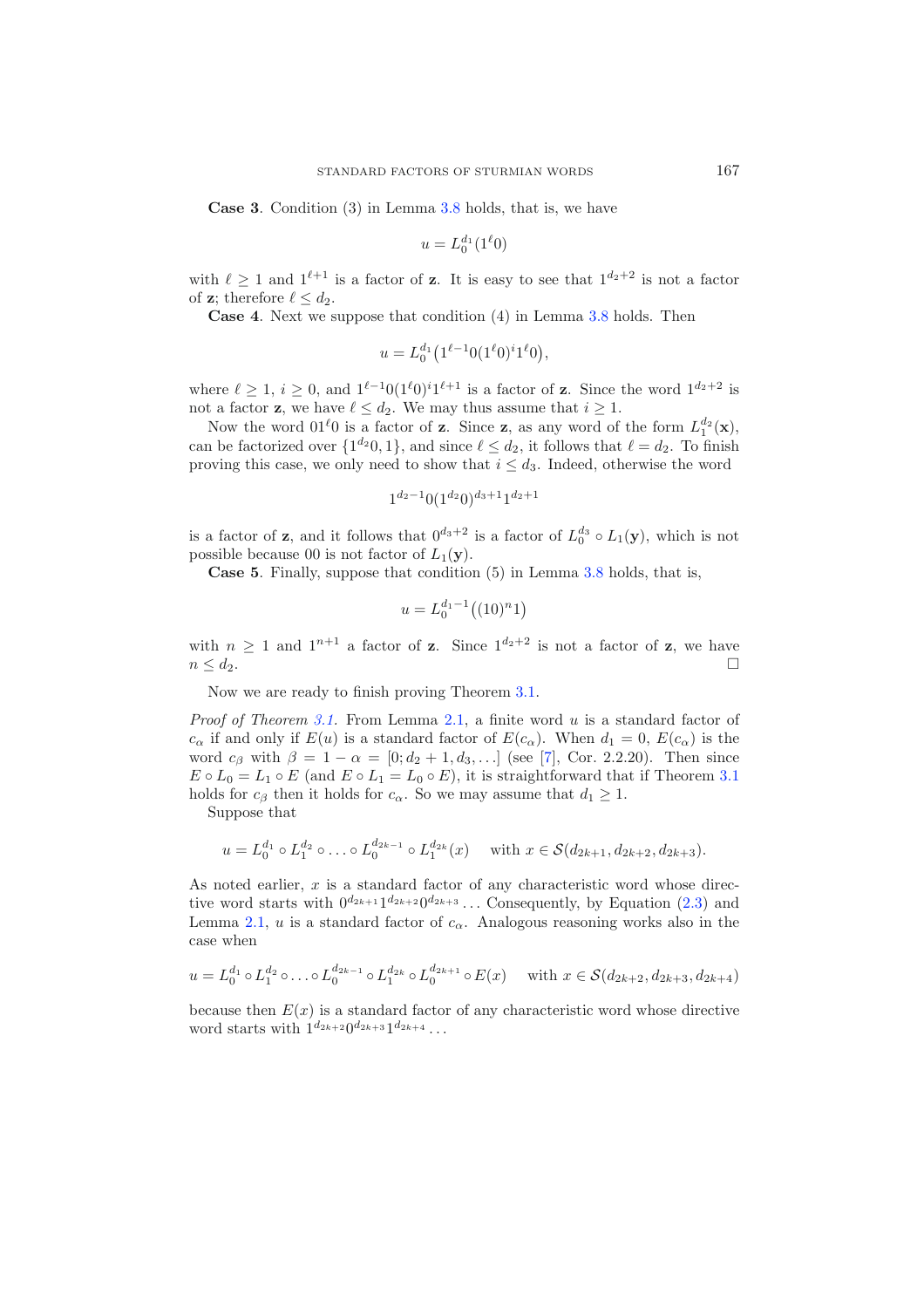**Case 3**. Condition (3) in Lemma 3.8 holds, that is, we have

$$u = L_0^{d_1}(1^\ell 0)$$

with $\ell \geq 1$ and $1^{\ell+1}$ is a factor of $\mathbf{z}$. It is easy to see that $1^{d_2+2}$ is not a factor of $\mathbf{z}$; therefore $\ell \leq d_2$.

**Case 4**. Next we suppose that condition (4) in Lemma 3.8 holds. Then

$$u = L_0^{d_1}\big(1^{\ell-1}0(1^\ell 0)^i 1^\ell 0\big),$$

where $\ell \geq 1$, $i \geq 0$, and $1^{\ell-1}0(1^\ell 0)^i 1^{\ell+1}$ is a factor of $\mathbf{z}$. Since the word $1^{d_2+2}$ is not a factor $\mathbf{z}$, we have $\ell \leq d_2$. We may thus assume that $i \geq 1$.

Now the word $01^\ell 0$ is a factor of $\mathbf{z}$. Since $\mathbf{z}$, as any word of the form $L_1^{d_2}(\mathbf{x})$, can be factorized over $\{1^{d_2}0, 1\}$, and since $\ell \leq d_2$, it follows that $\ell = d_2$. To finish proving this case, we only need to show that $i \leq d_3$. Indeed, otherwise the word

$$1^{d_2-1}0(1^{d_2}0)^{d_3+1}1^{d_2+1}$$

is a factor of $\mathbf{z}$, and it follows that $0^{d_3+2}$ is a factor of $L_0^{d_3} \circ L_1(\mathbf{y})$, which is not possible because $00$ is not factor of $L_1(\mathbf{y})$.

**Case 5**. Finally, suppose that condition (5) in Lemma 3.8 holds, that is,

$$u = L_0^{d_1-1}\big((10)^n 1\big)$$

with $n \geq 1$ and $1^{n+1}$ a factor of $\mathbf{z}$. Since $1^{d_2+2}$ is not a factor of $\mathbf{z}$, we have $n \leq d_2$. □

Now we are ready to finish proving Theorem 3.1.

*Proof of Theorem 3.1.* From Lemma 2.1, a finite word $u$ is a standard factor of $c_\alpha$ if and only if $E(u)$ is a standard factor of $E(c_\alpha)$. When $d_1 = 0$, $E(c_\alpha)$ is the word $c_\beta$ with $\beta = 1 - \alpha = [0; d_2 + 1, d_3, \ldots]$ (see [7], Cor. 2.2.20). Then since $E \circ L_0 = L_1 \circ E$ (and $E \circ L_1 = L_0 \circ E$), it is straightforward that if Theorem 3.1 holds for $c_\beta$ then it holds for $c_\alpha$. So we may assume that $d_1 \geq 1$.

Suppose that

$$u = L_0^{d_1} \circ L_1^{d_2} \circ \ldots \circ L_0^{d_{2k-1}} \circ L_1^{d_{2k}}(x) \quad \text{with } x \in \mathcal{S}(d_{2k+1}, d_{2k+2}, d_{2k+3}).$$

As noted earlier, $x$ is a standard factor of any characteristic word whose directive word starts with $0^{d_{2k+1}}1^{d_{2k+2}}0^{d_{2k+3}}\ldots$ Consequently, by Equation (2.3) and Lemma 2.1, $u$ is a standard factor of $c_\alpha$. Analogous reasoning works also in the case when

$$u = L_0^{d_1} \circ L_1^{d_2} \circ \ldots \circ L_0^{d_{2k-1}} \circ L_1^{d_{2k}} \circ L_0^{d_{2k+1}} \circ E(x) \quad \text{with } x \in \mathcal{S}(d_{2k+2}, d_{2k+3}, d_{2k+4})$$

because then $E(x)$ is a standard factor of any characteristic word whose directive word starts with $1^{d_{2k+2}}0^{d_{2k+3}}1^{d_{2k+4}}\ldots$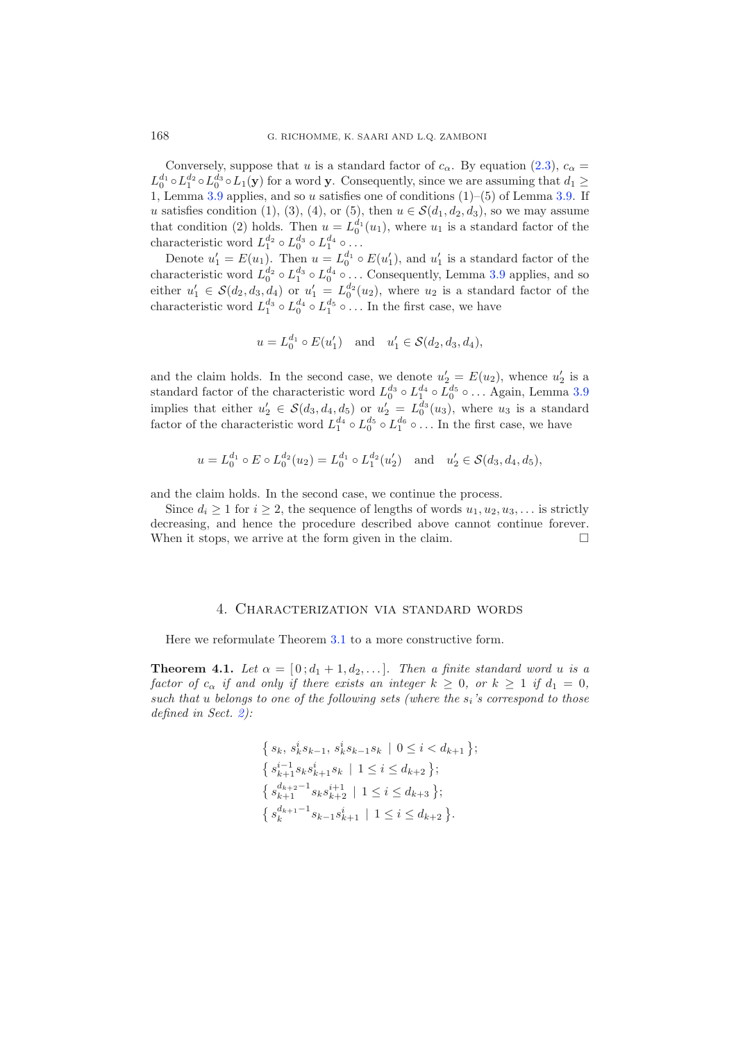Conversely, suppose that $u$ is a standard factor of $c_\alpha$. By equation (2.3), $c_\alpha = L_0^{d_1} \circ L_1^{d_2} \circ L_0^{d_3} \circ L_1(\mathbf{y})$ for a word $\mathbf{y}$. Consequently, since we are assuming that $d_1 \geq 1$, Lemma 3.9 applies, and so $u$ satisfies one of conditions (1)–(5) of Lemma 3.9. If $u$ satisfies condition (1), (3), (4), or (5), then $u \in \mathcal{S}(d_1, d_2, d_3)$, so we may assume that condition (2) holds. Then $u = L_0^{d_1}(u_1)$, where $u_1$ is a standard factor of the characteristic word $L_1^{d_2} \circ L_0^{d_3} \circ L_1^{d_4} \circ \ldots$

Denote $u_1' = E(u_1)$. Then $u = L_0^{d_1} \circ E(u_1')$, and $u_1'$ is a standard factor of the characteristic word $L_0^{d_2} \circ L_1^{d_3} \circ L_0^{d_4} \circ \ldots$ Consequently, Lemma 3.9 applies, and so either $u_1' \in \mathcal{S}(d_2, d_3, d_4)$ or $u_1' = L_0^{d_2}(u_2)$, where $u_2$ is a standard factor of the characteristic word $L_1^{d_3} \circ L_0^{d_4} \circ L_1^{d_5} \circ \ldots$ In the first case, we have

$$u = L_0^{d_1} \circ E(u_1') \quad \text{and} \quad u_1' \in \mathcal{S}(d_2, d_3, d_4),$$

and the claim holds. In the second case, we denote $u_2' = E(u_2)$, whence $u_2'$ is a standard factor of the characteristic word $L_0^{d_3} \circ L_1^{d_4} \circ L_0^{d_5} \circ \ldots$ Again, Lemma 3.9 implies that either $u_2' \in \mathcal{S}(d_3, d_4, d_5)$ or $u_2' = L_0^{d_3}(u_3)$, where $u_3$ is a standard factor of the characteristic word $L_1^{d_4} \circ L_0^{d_5} \circ L_1^{d_6} \circ \ldots$ In the first case, we have

$$u = L_0^{d_1} \circ E \circ L_0^{d_2}(u_2) = L_0^{d_1} \circ L_1^{d_2}(u_2') \quad \text{and} \quad u_2' \in \mathcal{S}(d_3, d_4, d_5),$$

and the claim holds. In the second case, we continue the process.

Since $d_i \geq 1$ for $i \geq 2$, the sequence of lengths of words $u_1, u_2, u_3, \ldots$ is strictly decreasing, and hence the procedure described above cannot continue forever. When it stops, we arrive at the form given in the claim. □

## 4. Characterization via standard words

Here we reformulate Theorem 3.1 to a more constructive form.

**Theorem 4.1.** *Let $\alpha = [0\,; d_1 + 1, d_2, \ldots]$. Then a finite standard word $u$ is a factor of $c_\alpha$ if and only if there exists an integer $k \geq 0$, or $k \geq 1$ if $d_1 = 0$, such that $u$ belongs to one of the following sets (where the $s_i$'s correspond to those defined in Sect. 2):*

$$\begin{aligned}
&\{\, s_k,\ s_k^i s_{k-1},\ s_k^i s_{k-1} s_k \mid 0 \leq i < d_{k+1} \,\};\\
&\{\, s_{k+1}^{i-1} s_k s_{k+1}^i s_k \mid 1 \leq i \leq d_{k+2} \,\};\\
&\{\, s_{k+1}^{d_{k+2}-1} s_k s_{k+2}^{i+1} \mid 1 \leq i \leq d_{k+3} \,\};\\
&\{\, s_k^{d_{k+1}-1} s_{k-1} s_{k+1}^i \mid 1 \leq i \leq d_{k+2} \,\}.
\end{aligned}$$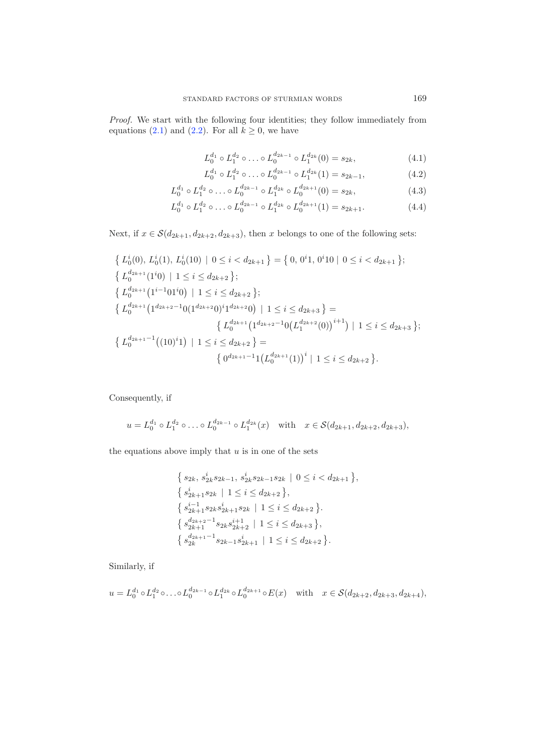*Proof.* We start with the following four identities; they follow immediately from equations (2.1) and (2.2). For all $k \geq 0$, we have

$$L_0^{d_1} \circ L_1^{d_2} \circ \ldots \circ L_0^{d_{2k-1}} \circ L_1^{d_{2k}}(0) = s_{2k}, \tag{4.1}$$

$$L_0^{d_1} \circ L_1^{d_2} \circ \ldots \circ L_0^{d_{2k-1}} \circ L_1^{d_{2k}}(1) = s_{2k-1}, \tag{4.2}$$

$$L_0^{d_1} \circ L_1^{d_2} \circ \ldots \circ L_0^{d_{2k-1}} \circ L_1^{d_{2k}} \circ L_0^{d_{2k+1}}(0) = s_{2k}, \tag{4.3}$$

$$L_0^{d_1} \circ L_1^{d_2} \circ \ldots \circ L_0^{d_{2k-1}} \circ L_1^{d_{2k}} \circ L_0^{d_{2k+1}}(1) = s_{2k+1}. \tag{4.4}$$

Next, if $x \in \mathcal{S}(d_{2k+1}, d_{2k+2}, d_{2k+3})$, then $x$ belongs to one of the following sets:

$$\big\{\, L_0^i(0),\, L_0^i(1),\, L_0^i(10) \mid 0 \leq i < d_{2k+1} \,\big\} = \big\{\, 0,\, 0^i1,\, 0^i10 \mid 0 \leq i < d_{2k+1} \,\big\};$$

$$\big\{\, L_0^{d_{2k+1}}(1^i0) \mid 1 \leq i \leq d_{2k+2} \,\big\};$$

$$\big\{\, L_0^{d_{2k+1}}\big(1^{i-1}01^i0\big) \mid 1 \leq i \leq d_{2k+2} \,\big\};$$

$$\big\{\, L_0^{d_{2k+1}}\big(1^{d_{2k+2}-1}0(1^{d_{2k+2}}0)^i1^{d_{2k+2}}0\big) \mid 1 \leq i \leq d_{2k+3} \,\big\} = \big\{\, L_0^{d_{2k+1}}\big(1^{d_{2k+2}-1}0\big(L_1^{d_{2k+2}}(0)\big)^{i+1}\big) \mid 1 \leq i \leq d_{2k+3} \,\big\};$$

$$\big\{\, L_0^{d_{2k+1}-1}\big((10)^i1\big) \mid 1 \leq i \leq d_{2k+2} \,\big\} = \big\{\, 0^{d_{2k+1}-1}1\big(L_0^{d_{2k+1}}(1)\big)^i \mid 1 \leq i \leq d_{2k+2} \,\big\}.$$

Consequently, if

$$u = L_0^{d_1} \circ L_1^{d_2} \circ \ldots \circ L_0^{d_{2k-1}} \circ L_1^{d_{2k}}(x) \quad \text{with} \quad x \in \mathcal{S}(d_{2k+1}, d_{2k+2}, d_{2k+3}),$$

the equations above imply that $u$ is in one of the sets

$$\big\{\, s_{2k},\, s_{2k}^i s_{2k-1},\, s_{2k}^i s_{2k-1} s_{2k} \mid 0 \leq i < d_{2k+1} \,\big\},$$

$$\big\{\, s_{2k+1}^i s_{2k} \mid 1 \leq i \leq d_{2k+2} \,\big\},$$

$$\big\{\, s_{2k+1}^{i-1} s_{2k} s_{2k+1}^i s_{2k} \mid 1 \leq i \leq d_{2k+2} \,\big\}.$$

$$\big\{\, s_{2k+1}^{d_{2k+2}-1} s_{2k} s_{2k+2}^{i+1} \mid 1 \leq i \leq d_{2k+3} \,\big\},$$

$$\big\{\, s_{2k}^{d_{2k+1}-1} s_{2k-1} s_{2k+1}^i \mid 1 \leq i \leq d_{2k+2} \,\big\}.$$

Similarly, if

$$u = L_0^{d_1} \circ L_1^{d_2} \circ \ldots \circ L_0^{d_{2k-1}} \circ L_1^{d_{2k}} \circ L_0^{d_{2k+1}} \circ E(x) \quad \text{with} \quad x \in \mathcal{S}(d_{2k+2}, d_{2k+3}, d_{2k+4}),$$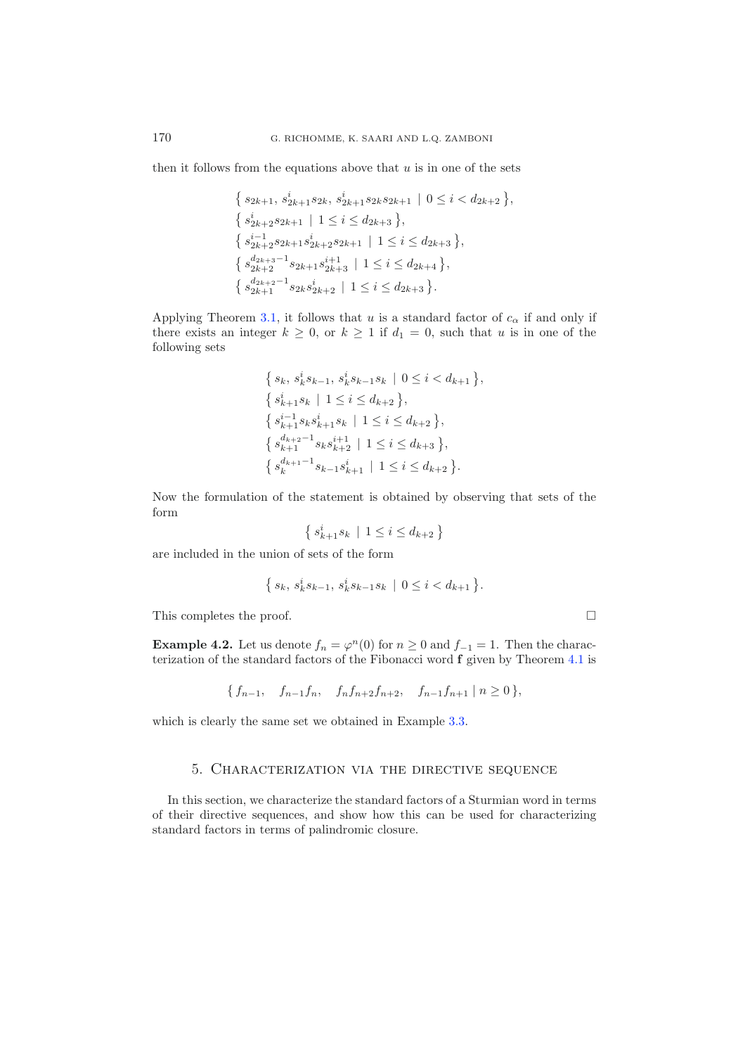then it follows from the equations above that $u$ is in one of the sets

$$
\begin{aligned}
&\{\, s_{2k+1},\, s_{2k+1}^{i} s_{2k},\, s_{2k+1}^{i} s_{2k} s_{2k+1} \mid 0 \le i < d_{2k+2} \,\},\\
&\{\, s_{2k+2}^{i} s_{2k+1} \mid 1 \le i \le d_{2k+3} \,\},\\
&\{\, s_{2k+2}^{i-1} s_{2k+1} s_{2k+2}^{i} s_{2k+1} \mid 1 \le i \le d_{2k+3} \,\},\\
&\{\, s_{2k+2}^{d_{2k+3}-1} s_{2k+1} s_{2k+3}^{i+1} \mid 1 \le i \le d_{2k+4} \,\},\\
&\{\, s_{2k+1}^{d_{2k+2}-1} s_{2k} s_{2k+2}^{i} \mid 1 \le i \le d_{2k+3} \,\}.
\end{aligned}
$$

Applying Theorem 3.1, it follows that $u$ is a standard factor of $c_\alpha$ if and only if there exists an integer $k \ge 0$, or $k \ge 1$ if $d_1 = 0$, such that $u$ is in one of the following sets

$$
\begin{aligned}
&\{\, s_{k},\, s_{k}^{i} s_{k-1},\, s_{k}^{i} s_{k-1} s_{k} \mid 0 \le i < d_{k+1} \,\},\\
&\{\, s_{k+1}^{i} s_{k} \mid 1 \le i \le d_{k+2} \,\},\\
&\{\, s_{k+1}^{i-1} s_{k} s_{k+1}^{i} s_{k} \mid 1 \le i \le d_{k+2} \,\},\\
&\{\, s_{k+1}^{d_{k+2}-1} s_{k} s_{k+2}^{i+1} \mid 1 \le i \le d_{k+3} \,\},\\
&\{\, s_{k}^{d_{k+1}-1} s_{k-1} s_{k+1}^{i} \mid 1 \le i \le d_{k+2} \,\}.
\end{aligned}
$$

Now the formulation of the statement is obtained by observing that sets of the form

$$\{\, s_{k+1}^{i} s_{k} \mid 1 \le i \le d_{k+2} \,\}$$

are included in the union of sets of the form

$$\{\, s_{k},\, s_{k}^{i} s_{k-1},\, s_{k}^{i} s_{k-1} s_{k} \mid 0 \le i < d_{k+1} \,\}.$$

This completes the proof. $\square$

**Example 4.2.** Let us denote $f_n = \varphi^n(0)$ for $n \ge 0$ and $f_{-1} = 1$. Then the characterization of the standard factors of the Fibonacci word $\mathbf{f}$ given by Theorem 4.1 is

$$\{\, f_{n-1}, \quad f_{n-1} f_n, \quad f_n f_{n+2} f_{n+2}, \quad f_{n-1} f_{n+1} \mid n \ge 0 \,\},$$

which is clearly the same set we obtained in Example 3.3.

## 5. Characterization via the directive sequence

In this section, we characterize the standard factors of a Sturmian word in terms of their directive sequences, and show how this can be used for characterizing standard factors in terms of palindromic closure.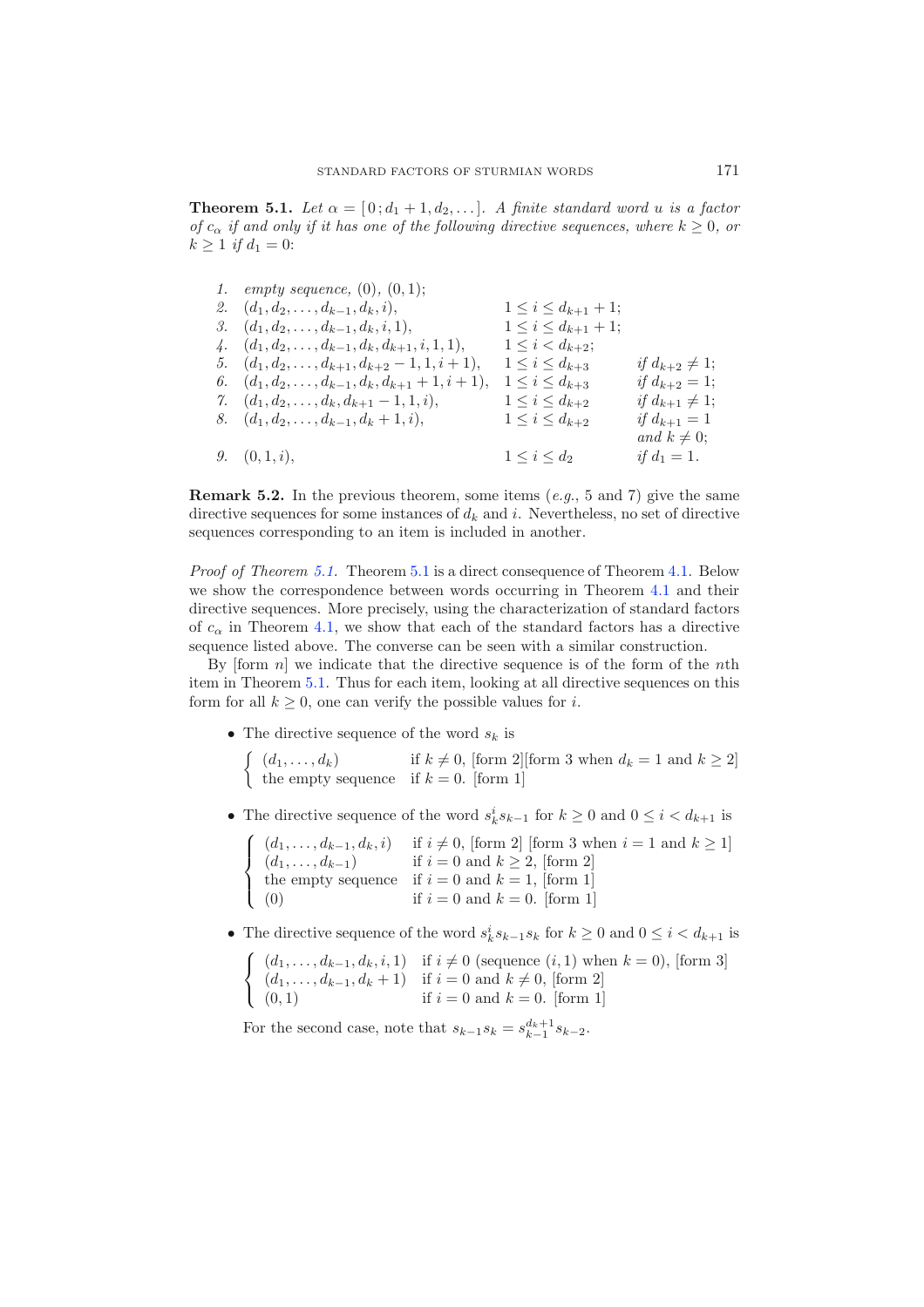**Theorem 5.1.** *Let $\alpha = [0; d_1+1, d_2, \ldots]$. A finite standard word $u$ is a factor of $c_\alpha$ if and only if it has one of the following directive sequences, where $k \geq 0$, or $k \geq 1$ if $d_1 = 0$:*

| | | | |
|---|---|---|---|
| *1.* | *empty sequence*, $(0)$, $(0,1)$; | | |
| *2.* | $(d_1, d_2, \ldots, d_{k-1}, d_k, i)$, | $1 \leq i \leq d_{k+1}+1$; | |
| *3.* | $(d_1, d_2, \ldots, d_{k-1}, d_k, i, 1)$, | $1 \leq i \leq d_{k+1}+1$; | |
| *4.* | $(d_1, d_2, \ldots, d_{k-1}, d_k, d_{k+1}, i, 1, 1)$, | $1 \leq i < d_{k+2}$; | |
| *5.* | $(d_1, d_2, \ldots, d_{k+1}, d_{k+2}-1, 1, i+1)$, | $1 \leq i \leq d_{k+3}$ | *if* $d_{k+2} \neq 1$; |
| *6.* | $(d_1, d_2, \ldots, d_{k-1}, d_k, d_{k+1}+1, i+1)$, | $1 \leq i \leq d_{k+3}$ | *if* $d_{k+2} = 1$; |
| *7.* | $(d_1, d_2, \ldots, d_k, d_{k+1}-1, 1, i)$, | $1 \leq i \leq d_{k+2}$ | *if* $d_{k+1} \neq 1$; |
| *8.* | $(d_1, d_2, \ldots, d_{k-1}, d_k+1, i)$, | $1 \leq i \leq d_{k+2}$ | *if* $d_{k+1} = 1$ *and* $k \neq 0$; |
| *9.* | $(0, 1, i)$, | $1 \leq i \leq d_2$ | *if* $d_1 = 1$. |

**Remark 5.2.** In the previous theorem, some items (*e.g.*, 5 and 7) give the same directive sequences for some instances of $d_k$ and $i$. Nevertheless, no set of directive sequences corresponding to an item is included in another.

*Proof of Theorem 5.1.* Theorem 5.1 is a direct consequence of Theorem 4.1. Below we show the correspondence between words occurring in Theorem 4.1 and their directive sequences. More precisely, using the characterization of standard factors of $c_\alpha$ in Theorem 4.1, we show that each of the standard factors has a directive sequence listed above. The converse can be seen with a similar construction.

By [form $n$] we indicate that the directive sequence is of the form of the $n$th item in Theorem 5.1. Thus for each item, looking at all directive sequences on this form for all $k \geq 0$, one can verify the possible values for $i$.

- The directive sequence of the word $s_k$ is

$$\begin{cases} (d_1, \ldots, d_k) & \text{if } k \neq 0, \text{ [form 2][form 3 when } d_k = 1 \text{ and } k \geq 2] \\ \text{the empty sequence} & \text{if } k = 0. \text{ [form 1]} \end{cases}$$

- The directive sequence of the word $s_k^i s_{k-1}$ for $k \geq 0$ and $0 \leq i < d_{k+1}$ is

$$\begin{cases} (d_1, \ldots, d_{k-1}, d_k, i) & \text{if } i \neq 0, \text{ [form 2] [form 3 when } i = 1 \text{ and } k \geq 1] \\ (d_1, \ldots, d_{k-1}) & \text{if } i = 0 \text{ and } k \geq 2, \text{ [form 2]} \\ \text{the empty sequence} & \text{if } i = 0 \text{ and } k = 1, \text{ [form 1]} \\ (0) & \text{if } i = 0 \text{ and } k = 0. \text{ [form 1]} \end{cases}$$

- The directive sequence of the word $s_k^i s_{k-1} s_k$ for $k \geq 0$ and $0 \leq i < d_{k+1}$ is

$$\begin{cases} (d_1, \ldots, d_{k-1}, d_k, i, 1) & \text{if } i \neq 0 \text{ (sequence } (i,1) \text{ when } k = 0), \text{ [form 3]} \\ (d_1, \ldots, d_{k-1}, d_k + 1) & \text{if } i = 0 \text{ and } k \neq 0, \text{ [form 2]} \\ (0, 1) & \text{if } i = 0 \text{ and } k = 0. \text{ [form 1]} \end{cases}$$

  For the second case, note that $s_{k-1} s_k = s_{k-1}^{d_k+1} s_{k-2}$.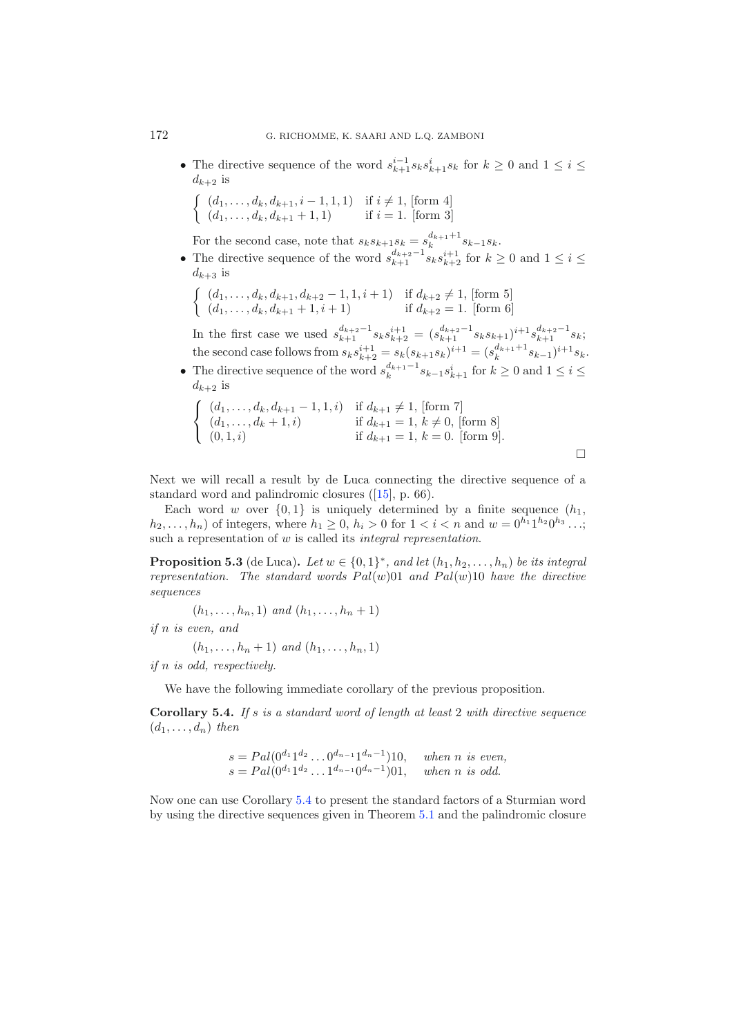- The directive sequence of the word $s_{k+1}^{i-1}s_k s_{k+1}^i s_k$ for $k \geq 0$ and $1 \leq i \leq d_{k+2}$ is

$$\begin{cases} (d_1, \ldots, d_k, d_{k+1}, i-1, 1, 1) & \text{if } i \neq 1, \text{ [form 4]} \\ (d_1, \ldots, d_k, d_{k+1}+1, 1) & \text{if } i = 1. \text{ [form 3]} \end{cases}$$

  For the second case, note that $s_k s_{k+1} s_k = s_k^{d_{k+1}+1} s_{k-1} s_k$.

- The directive sequence of the word $s_{k+1}^{d_{k+2}-1} s_k s_{k+2}^{i+1}$ for $k \geq 0$ and $1 \leq i \leq d_{k+3}$ is

$$\begin{cases} (d_1, \ldots, d_k, d_{k+1}, d_{k+2}-1, 1, i+1) & \text{if } d_{k+2} \neq 1, \text{ [form 5]} \\ (d_1, \ldots, d_k, d_{k+1}+1, i+1) & \text{if } d_{k+2} = 1. \text{ [form 6]} \end{cases}$$

  In the first case we used $s_{k+1}^{d_{k+2}-1} s_k s_{k+2}^{i+1} = (s_{k+1}^{d_{k+2}-1} s_k s_{k+1})^{i+1} s_{k+1}^{d_{k+2}-1} s_k$; the second case follows from $s_k s_{k+2}^{i+1} = s_k(s_{k+1}s_k)^{i+1} = (s_k^{d_{k+1}+1} s_{k-1})^{i+1} s_k$.

- The directive sequence of the word $s_k^{d_{k+1}-1} s_{k-1} s_{k+1}^i$ for $k \geq 0$ and $1 \leq i \leq d_{k+2}$ is

$$\begin{cases} (d_1, \ldots, d_k, d_{k+1}-1, 1, i) & \text{if } d_{k+1} \neq 1, \text{ [form 7]} \\ (d_1, \ldots, d_k+1, i) & \text{if } d_{k+1} = 1,\ k \neq 0, \text{ [form 8]} \\ (0, 1, i) & \text{if } d_{k+1} = 1,\ k = 0. \text{ [form 9].} \end{cases}$$

□

Next we will recall a result by de Luca connecting the directive sequence of a standard word and palindromic closures ([15], p. 66).

Each word $w$ over $\{0, 1\}$ is uniquely determined by a finite sequence $(h_1, h_2, \ldots, h_n)$ of integers, where $h_1 \geq 0$, $h_i > 0$ for $1 < i < n$ and $w = 0^{h_1}1^{h_2}0^{h_3}\ldots$; such a representation of $w$ is called its *integral representation*.

**Proposition 5.3** (de Luca)**.** *Let $w \in \{0, 1\}^*$, and let $(h_1, h_2, \ldots, h_n)$ be its integral representation. The standard words $Pal(w)01$ and $Pal(w)10$ have the directive sequences*

$$(h_1, \ldots, h_n, 1) \text{ and } (h_1, \ldots, h_n + 1)$$

*if $n$ is even, and*

$$(h_1, \ldots, h_n + 1) \text{ and } (h_1, \ldots, h_n, 1)$$

*if $n$ is odd, respectively.*

We have the following immediate corollary of the previous proposition.

**Corollary 5.4.** *If $s$ is a standard word of length at least 2 with directive sequence $(d_1, \ldots, d_n)$ then*

$$\begin{aligned} s &= Pal(0^{d_1}1^{d_2}\ldots 0^{d_{n-1}}1^{d_n-1})10, \quad \text{when } n \text{ is even,} \\ s &= Pal(0^{d_1}1^{d_2}\ldots 1^{d_{n-1}}0^{d_n-1})01, \quad \text{when } n \text{ is odd.} \end{aligned}$$

Now one can use Corollary 5.4 to present the standard factors of a Sturmian word by using the directive sequences given in Theorem 5.1 and the palindromic closure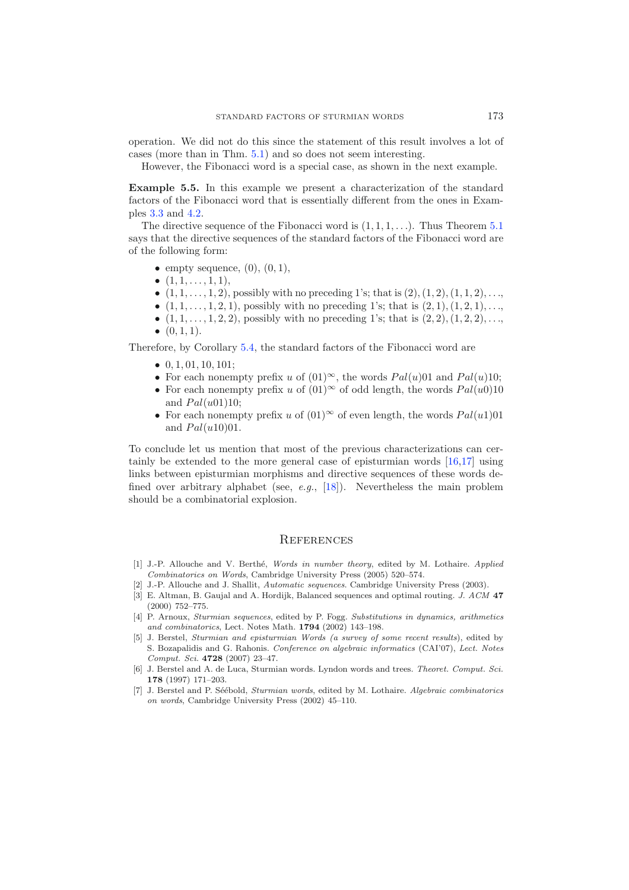operation. We did not do this since the statement of this result involves a lot of cases (more than in Thm. 5.1) and so does not seem interesting.

However, the Fibonacci word is a special case, as shown in the next example.

**Example 5.5.** In this example we present a characterization of the standard factors of the Fibonacci word that is essentially different from the ones in Examples 3.3 and 4.2.

The directive sequence of the Fibonacci word is $(1, 1, 1, \ldots)$. Thus Theorem 5.1 says that the directive sequences of the standard factors of the Fibonacci word are of the following form:

- empty sequence, $(0)$, $(0, 1)$,
- $(1, 1, \ldots, 1, 1)$,
- $(1, 1, \ldots, 1, 2)$, possibly with no preceding 1's; that is $(2), (1, 2), (1, 1, 2), \ldots$,
- $(1, 1, \ldots, 1, 2, 1)$, possibly with no preceding 1's; that is $(2, 1), (1, 2, 1), \ldots$,
- $(1, 1, \ldots, 1, 2, 2)$, possibly with no preceding 1's; that is $(2, 2), (1, 2, 2), \ldots$,
- $(0, 1, 1)$.

Therefore, by Corollary 5.4, the standard factors of the Fibonacci word are

- $0, 1, 01, 10, 101$;
- For each nonempty prefix $u$ of $(01)^\infty$, the words $Pal(u)01$ and $Pal(u)10$;
- For each nonempty prefix $u$ of $(01)^\infty$ of odd length, the words $Pal(u0)10$ and $Pal(u01)10$;
- For each nonempty prefix $u$ of $(01)^\infty$ of even length, the words $Pal(u1)01$ and $Pal(u10)01$.

To conclude let us mention that most of the previous characterizations can certainly be extended to the more general case of episturmian words [16,17] using links between episturmian morphisms and directive sequences of these words defined over arbitrary alphabet (see, *e.g.*, [18]). Nevertheless the main problem should be a combinatorial explosion.

## References

[1] J.-P. Allouche and V. Berthé, *Words in number theory*, edited by M. Lothaire. *Applied Combinatorics on Words*, Cambridge University Press (2005) 520–574.

[2] J.-P. Allouche and J. Shallit, *Automatic sequences*. Cambridge University Press (2003).

[3] E. Altman, B. Gaujal and A. Hordijk, Balanced sequences and optimal routing. *J. ACM* **47** (2000) 752–775.

[4] P. Arnoux, *Sturmian sequences*, edited by P. Fogg. *Substitutions in dynamics, arithmetics and combinatorics*, Lect. Notes Math. **1794** (2002) 143–198.

[5] J. Berstel, *Sturmian and episturmian Words (a survey of some recent results)*, edited by S. Bozapalidis and G. Rahonis. *Conference on algebraic informatics* (CAI'07), *Lect. Notes Comput. Sci.* **4728** (2007) 23–47.

[6] J. Berstel and A. de Luca, Sturmian words. Lyndon words and trees. *Theoret. Comput. Sci.* **178** (1997) 171–203.

[7] J. Berstel and P. Séébold, *Sturmian words*, edited by M. Lothaire. *Algebraic combinatorics on words*, Cambridge University Press (2002) 45–110.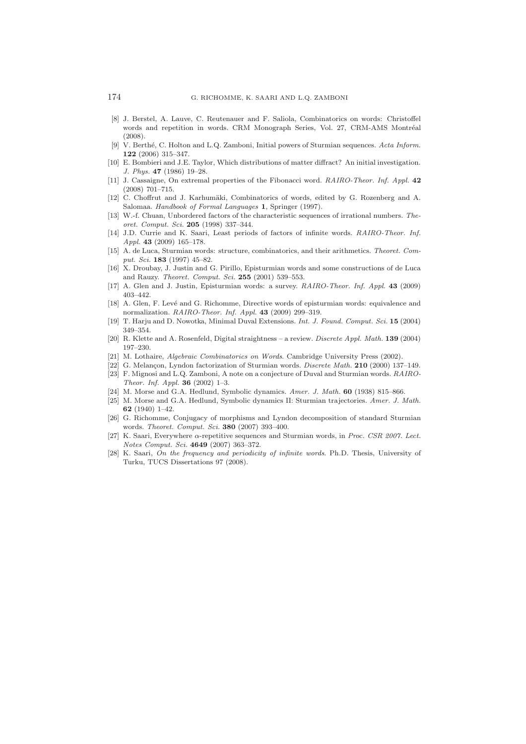[8] J. Berstel, A. Lauve, C. Reutenauer and F. Saliola, Combinatorics on words: Christoffel words and repetition in words. CRM Monograph Series, Vol. 27, CRM-AMS Montréal (2008).

[9] V. Berthé, C. Holton and L.Q. Zamboni, Initial powers of Sturmian sequences. *Acta Inform.* **122** (2006) 315–347.

[10] E. Bombieri and J.E. Taylor, Which distributions of matter diffract? An initial investigation. *J. Phys.* **47** (1986) 19–28.

[11] J. Cassaigne, On extremal properties of the Fibonacci word. *RAIRO-Theor. Inf. Appl.* **42** (2008) 701–715.

[12] C. Choffrut and J. Karhumäki, Combinatorics of words, edited by G. Rozenberg and A. Salomaa. *Handbook of Formal Languages* **1**, Springer (1997).

[13] W.-f. Chuan, Unbordered factors of the characteristic sequences of irrational numbers. *Theoret. Comput. Sci.* **205** (1998) 337–344.

[14] J.D. Currie and K. Saari, Least periods of factors of infinite words. *RAIRO-Theor. Inf. Appl.* **43** (2009) 165–178.

[15] A. de Luca, Sturmian words: structure, combinatorics, and their arithmetics. *Theoret. Comput. Sci.* **183** (1997) 45–82.

[16] X. Droubay, J. Justin and G. Pirillo, Episturmian words and some constructions of de Luca and Rauzy. *Theoret. Comput. Sci.* **255** (2001) 539–553.

[17] A. Glen and J. Justin, Episturmian words: a survey. *RAIRO-Theor. Inf. Appl.* **43** (2009) 403–442.

[18] A. Glen, F. Levé and G. Richomme, Directive words of episturmian words: equivalence and normalization. *RAIRO-Theor. Inf. Appl.* **43** (2009) 299–319.

[19] T. Harju and D. Nowotka, Minimal Duval Extensions. *Int. J. Found. Comput. Sci.* **15** (2004) 349–354.

[20] R. Klette and A. Rosenfeld, Digital straightness – a review. *Discrete Appl. Math.* **139** (2004) 197–230.

[21] M. Lothaire, *Algebraic Combinatorics on Words*. Cambridge University Press (2002).

[22] G. Melançon, Lyndon factorization of Sturmian words. *Discrete Math.* **210** (2000) 137–149.

[23] F. Mignosi and L.Q. Zamboni, A note on a conjecture of Duval and Sturmian words. *RAIRO-Theor. Inf. Appl.* **36** (2002) 1–3.

[24] M. Morse and G.A. Hedlund, Symbolic dynamics. *Amer. J. Math.* **60** (1938) 815–866.

[25] M. Morse and G.A. Hedlund, Symbolic dynamics II: Sturmian trajectories. *Amer. J. Math.* **62** (1940) 1–42.

[26] G. Richomme, Conjugacy of morphisms and Lyndon decomposition of standard Sturmian words. *Theoret. Comput. Sci.* **380** (2007) 393–400.

[27] K. Saari, Everywhere $\alpha$-repetitive sequences and Sturmian words, in *Proc. CSR 2007. Lect. Notes Comput. Sci.* **4649** (2007) 363–372.

[28] K. Saari, *On the frequency and periodicity of infinite words*. Ph.D. Thesis, University of Turku, TUCS Dissertations 97 (2008).